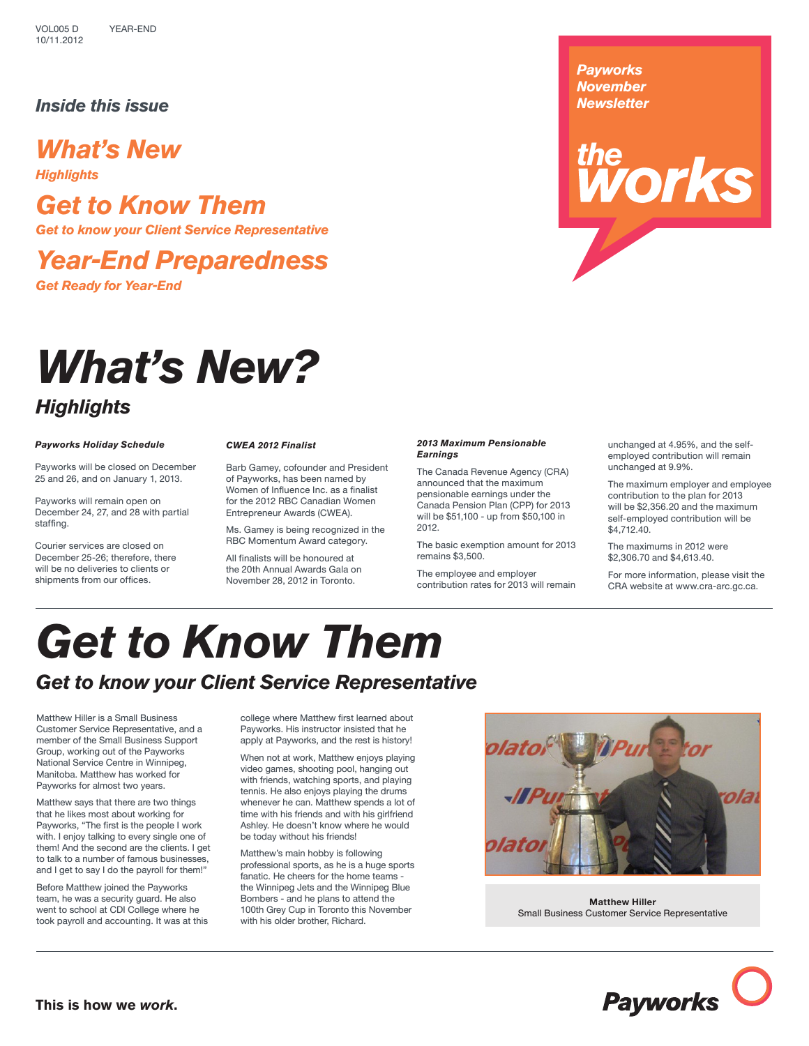VOL005 D YEAR-END
10/11.2012

*Payworks November Newsletter*

**the works**

### *Inside this issue*

**What's New**
*Highlights*

**Get to Know Them**
*Get to know your Client Service Representative*

**Year-End Preparedness**
*Get Ready for Year-End*

# *What's New?*

## *Highlights*

***Payworks Holiday Schedule***

Payworks will be closed on December 25 and 26, and on January 1, 2013.

Payworks will remain open on December 24, 27, and 28 with partial staffing.

Courier services are closed on December 25-26; therefore, there will be no deliveries to clients or shipments from our offices.

***CWEA 2012 Finalist***

Barb Gamey, cofounder and President of Payworks, has been named by Women of Influence Inc. as a finalist for the 2012 RBC Canadian Women Entrepreneur Awards (CWEA).

Ms. Gamey is being recognized in the RBC Momentum Award category.

All finalists will be honoured at the 20th Annual Awards Gala on November 28, 2012 in Toronto.

***2013 Maximum Pensionable Earnings***

The Canada Revenue Agency (CRA) announced that the maximum pensionable earnings under the Canada Pension Plan (CPP) for 2013 will be $51,100 - up from $50,100 in 2012.

The basic exemption amount for 2013 remains $3,500.

The employee and employer contribution rates for 2013 will remain unchanged at 4.95%, and the self-employed contribution will remain unchanged at 9.9%.

The maximum employer and employee contribution to the plan for 2013 will be $2,356.20 and the maximum self-employed contribution will be $4,712.40.

The maximums in 2012 were $2,306.70 and $4,613.40.

For more information, please visit the CRA website at www.cra-arc.gc.ca.

# *Get to Know Them*

## *Get to know your Client Service Representative*

Matthew Hiller is a Small Business Customer Service Representative, and a member of the Small Business Support Group, working out of the Payworks National Service Centre in Winnipeg, Manitoba. Matthew has worked for Payworks for almost two years.

Matthew says that there are two things that he likes most about working for Payworks, "The first is the people I work with. I enjoy talking to every single one of them! And the second are the clients. I get to talk to a number of famous businesses, and I get to say I do the payroll for them!"

Before Matthew joined the Payworks team, he was a security guard. He also went to school at CDI College where he took payroll and accounting. It was at this college where Matthew first learned about Payworks. His instructor insisted that he apply at Payworks, and the rest is history!

When not at work, Matthew enjoys playing video games, shooting pool, hanging out with friends, watching sports, and playing tennis. He also enjoys playing the drums whenever he can. Matthew spends a lot of time with his friends and with his girlfriend Ashley. He doesn't know where he would be today without his friends!

Matthew's main hobby is following professional sports, as he is a huge sports fanatic. He cheers for the home teams - the Winnipeg Jets and the Winnipeg Blue Bombers - and he plans to attend the 100th Grey Cup in Toronto this November with his older brother, Richard.

**Matthew Hiller**
Small Business Customer Service Representative

**This is how we *work*.**

**Payworks**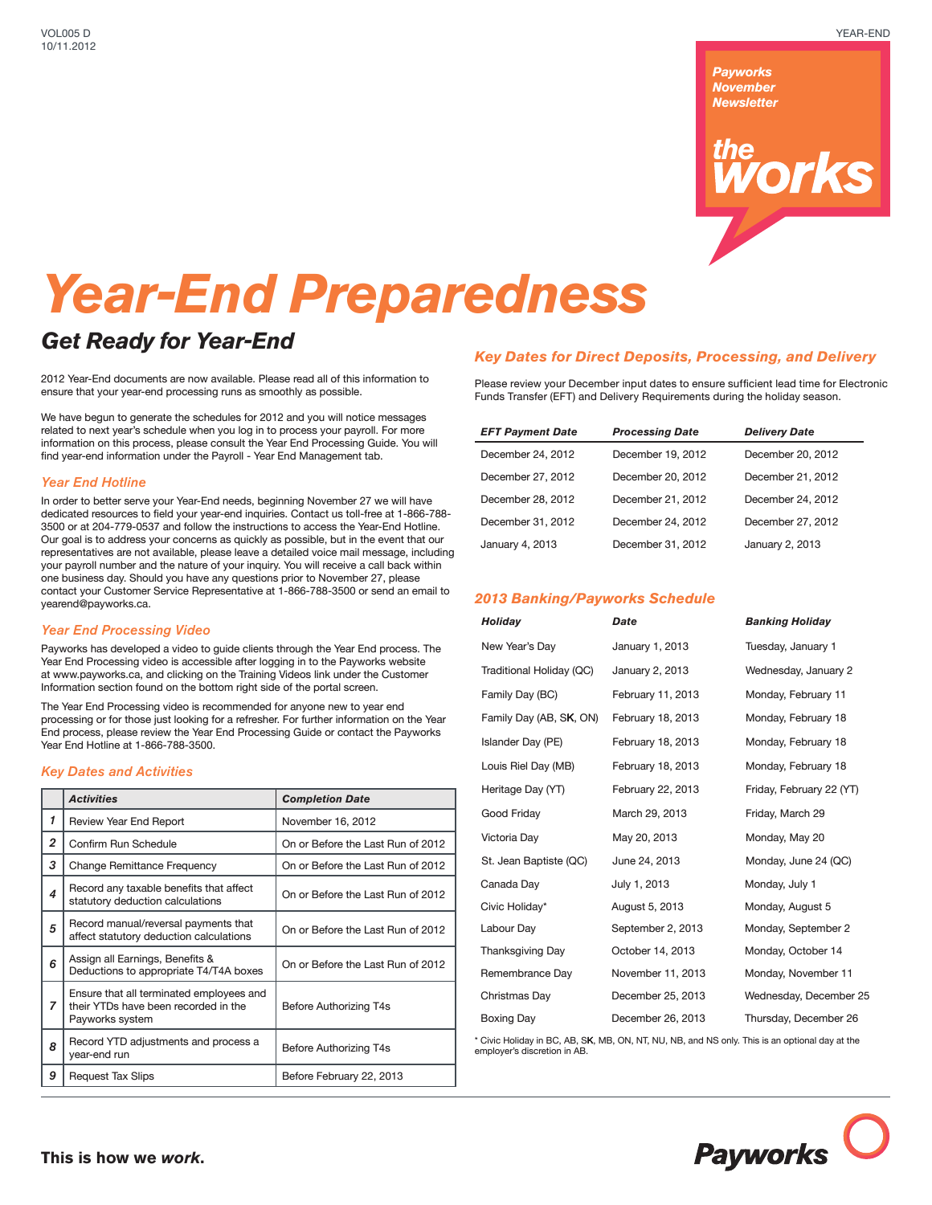Payworks November Newsletter

the works

# Year-End Preparedness

## Get Ready for Year-End

2012 Year-End documents are now available. Please read all of this information to ensure that your year-end processing runs as smoothly as possible.

We have begun to generate the schedules for 2012 and you will notice messages related to next year's schedule when you log in to process your payroll. For more information on this process, please consult the Year End Processing Guide. You will find year-end information under the Payroll - Year End Management tab.

### Year End Hotline

In order to better serve your Year-End needs, beginning November 27 we will have dedicated resources to field your year-end inquiries. Contact us toll-free at 1-866-788-3500 or at 204-779-0537 and follow the instructions to access the Year-End Hotline. Our goal is to address your concerns as quickly as possible, but in the event that our representatives are not available, please leave a detailed voice mail message, including your payroll number and the nature of your inquiry. You will receive a call back within one business day. Should you have any questions prior to November 27, please contact your Customer Service Representative at 1-866-788-3500 or send an email to yearend@payworks.ca.

### Year End Processing Video

Payworks has developed a video to guide clients through the Year End process. The Year End Processing video is accessible after logging in to the Payworks website at www.payworks.ca, and clicking on the Training Videos link under the Customer Information section found on the bottom right side of the portal screen.

The Year End Processing video is recommended for anyone new to year end processing or for those just looking for a refresher. For further information on the Year End process, please review the Year End Processing Guide or contact the Payworks Year End Hotline at 1-866-788-3500.

### Key Dates and Activities

| | Activities | Completion Date |
|---|---|---|
| 1 | Review Year End Report | November 16, 2012 |
| 2 | Confirm Run Schedule | On or Before the Last Run of 2012 |
| 3 | Change Remittance Frequency | On or Before the Last Run of 2012 |
| 4 | Record any taxable benefits that affect statutory deduction calculations | On or Before the Last Run of 2012 |
| 5 | Record manual/reversal payments that affect statutory deduction calculations | On or Before the Last Run of 2012 |
| 6 | Assign all Earnings, Benefits & Deductions to appropriate T4/T4A boxes | On or Before the Last Run of 2012 |
| 7 | Ensure that all terminated employees and their YTDs have been recorded in the Payworks system | Before Authorizing T4s |
| 8 | Record YTD adjustments and process a year-end run | Before Authorizing T4s |
| 9 | Request Tax Slips | Before February 22, 2013 |

### Key Dates for Direct Deposits, Processing, and Delivery

Please review your December input dates to ensure sufficient lead time for Electronic Funds Transfer (EFT) and Delivery Requirements during the holiday season.

| EFT Payment Date | Processing Date | Delivery Date |
|---|---|---|
| December 24, 2012 | December 19, 2012 | December 20, 2012 |
| December 27, 2012 | December 20, 2012 | December 21, 2012 |
| December 28, 2012 | December 21, 2012 | December 24, 2012 |
| December 31, 2012 | December 24, 2012 | December 27, 2012 |
| January 4, 2013 | December 31, 2012 | January 2, 2013 |

### 2013 Banking/Payworks Schedule

| Holiday | Date | Banking Holiday |
|---|---|---|
| New Year's Day | January 1, 2013 | Tuesday, January 1 |
| Traditional Holiday (QC) | January 2, 2013 | Wednesday, January 2 |
| Family Day (BC) | February 11, 2013 | Monday, February 11 |
| Family Day (AB, SK, ON) | February 18, 2013 | Monday, February 18 |
| Islander Day (PE) | February 18, 2013 | Monday, February 18 |
| Louis Riel Day (MB) | February 18, 2013 | Monday, February 18 |
| Heritage Day (YT) | February 22, 2013 | Friday, February 22 (YT) |
| Good Friday | March 29, 2013 | Friday, March 29 |
| Victoria Day | May 20, 2013 | Monday, May 20 |
| St. Jean Baptiste (QC) | June 24, 2013 | Monday, June 24 (QC) |
| Canada Day | July 1, 2013 | Monday, July 1 |
| Civic Holiday* | August 5, 2013 | Monday, August 5 |
| Labour Day | September 2, 2013 | Monday, September 2 |
| Thanksgiving Day | October 14, 2013 | Monday, October 14 |
| Remembrance Day | November 11, 2013 | Monday, November 11 |
| Christmas Day | December 25, 2013 | Wednesday, December 25 |
| Boxing Day | December 26, 2013 | Thursday, December 26 |

\* Civic Holiday in BC, AB, SK, MB, ON, NT, NU, NB, and NS only. This is an optional day at the employer's discretion in AB.

This is how we *work*.

Payworks